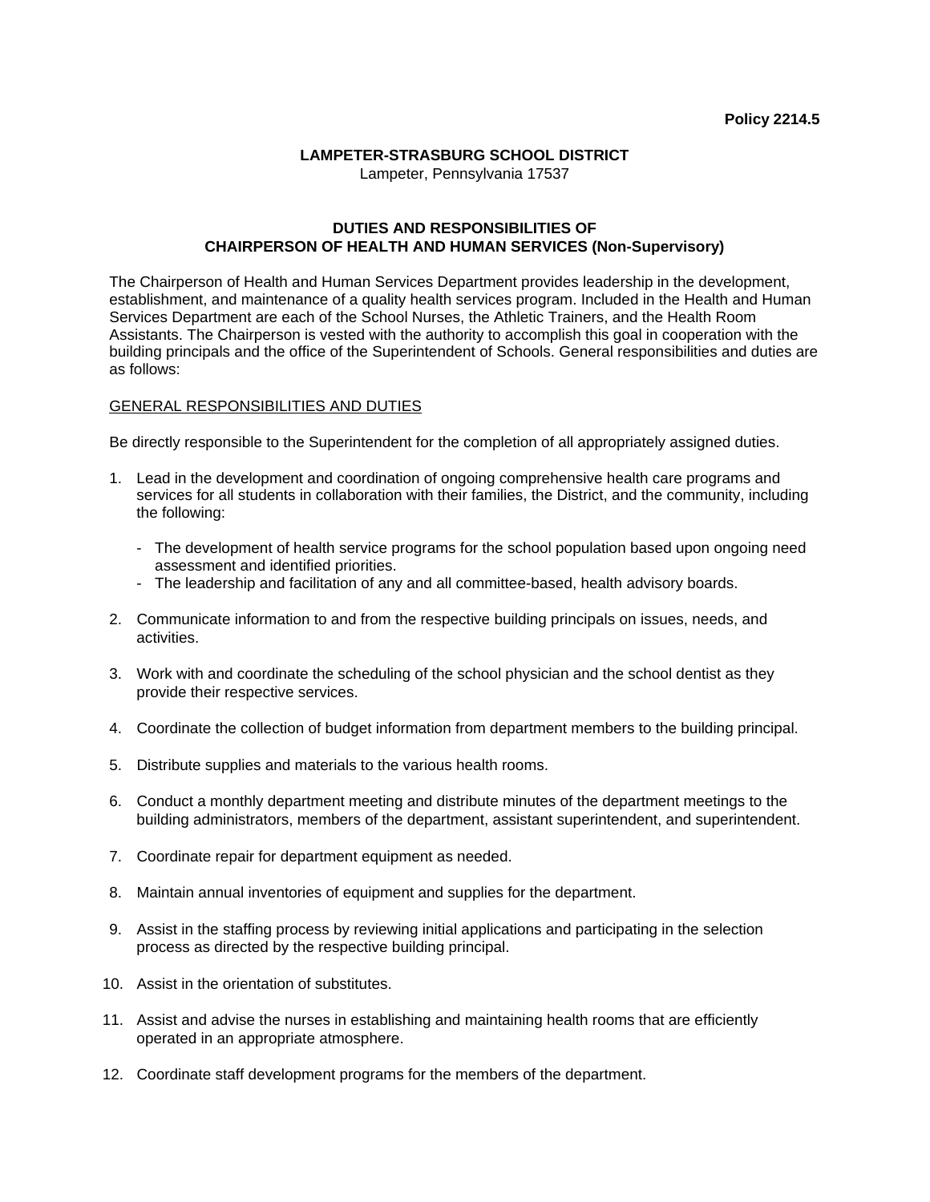**Policy 2214.5**

**LAMPETER-STRASBURG SCHOOL DISTRICT**
Lampeter, Pennsylvania 17537

# DUTIES AND RESPONSIBILITIES OF CHAIRPERSON OF HEALTH AND HUMAN SERVICES (Non-Supervisory)

The Chairperson of Health and Human Services Department provides leadership in the development, establishment, and maintenance of a quality health services program. Included in the Health and Human Services Department are each of the School Nurses, the Athletic Trainers, and the Health Room Assistants. The Chairperson is vested with the authority to accomplish this goal in cooperation with the building principals and the office of the Superintendent of Schools. General responsibilities and duties are as follows:

## GENERAL RESPONSIBILITIES AND DUTIES

Be directly responsible to the Superintendent for the completion of all appropriately assigned duties.

1. Lead in the development and coordination of ongoing comprehensive health care programs and services for all students in collaboration with their families, the District, and the community, including the following:

   - The development of health service programs for the school population based upon ongoing need assessment and identified priorities.
   - The leadership and facilitation of any and all committee-based, health advisory boards.

2. Communicate information to and from the respective building principals on issues, needs, and activities.

3. Work with and coordinate the scheduling of the school physician and the school dentist as they provide their respective services.

4. Coordinate the collection of budget information from department members to the building principal.

5. Distribute supplies and materials to the various health rooms.

6. Conduct a monthly department meeting and distribute minutes of the department meetings to the building administrators, members of the department, assistant superintendent, and superintendent.

7. Coordinate repair for department equipment as needed.

8. Maintain annual inventories of equipment and supplies for the department.

9. Assist in the staffing process by reviewing initial applications and participating in the selection process as directed by the respective building principal.

10. Assist in the orientation of substitutes.

11. Assist and advise the nurses in establishing and maintaining health rooms that are efficiently operated in an appropriate atmosphere.

12. Coordinate staff development programs for the members of the department.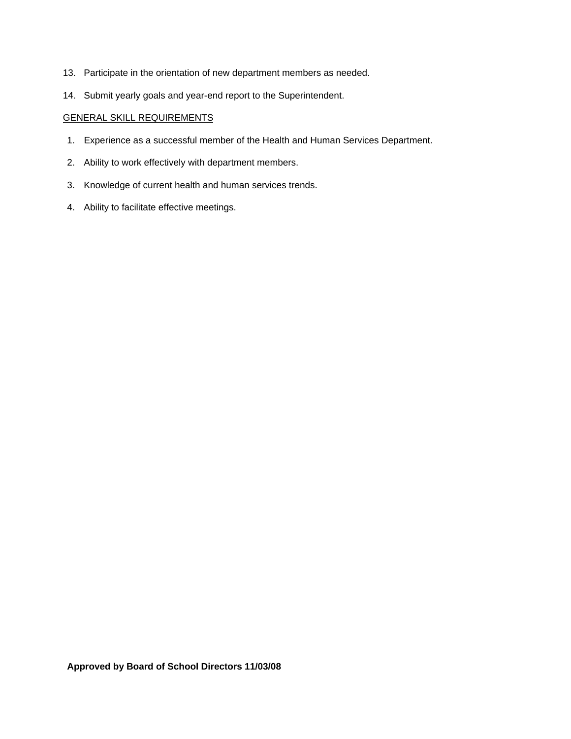13. Participate in the orientation of new department members as needed.

14. Submit yearly goals and year-end report to the Superintendent.

<u>GENERAL SKILL REQUIREMENTS</u>

1. Experience as a successful member of the Health and Human Services Department.

2. Ability to work effectively with department members.

3. Knowledge of current health and human services trends.

4. Ability to facilitate effective meetings.

**Approved by Board of School Directors 11/03/08**